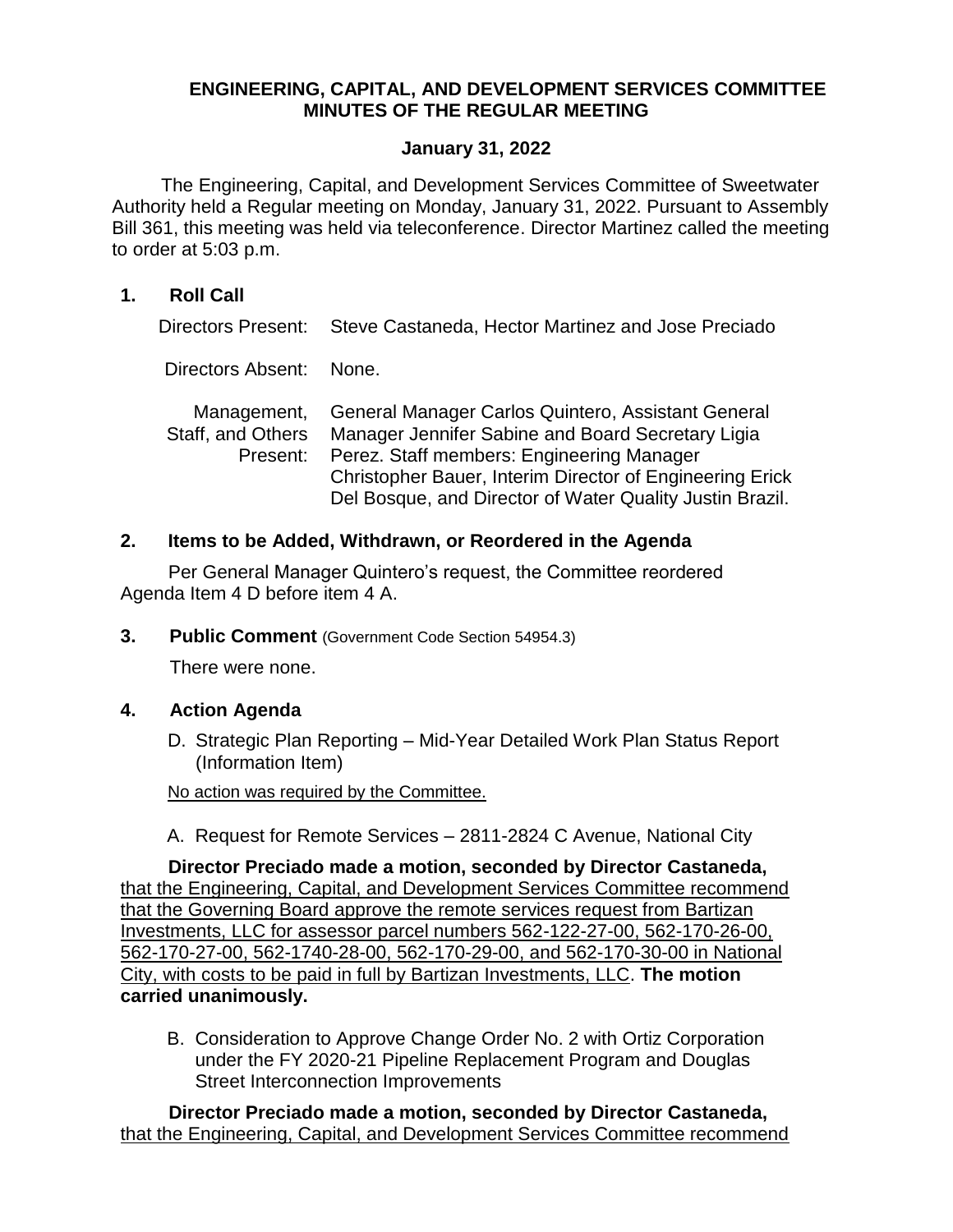# ENGINEERING, CAPITAL, AND DEVELOPMENT SERVICES COMMITTEE MINUTES OF THE REGULAR MEETING

## January 31, 2022

The Engineering, Capital, and Development Services Committee of Sweetwater Authority held a Regular meeting on Monday, January 31, 2022. Pursuant to Assembly Bill 361, this meeting was held via teleconference. Director Martinez called the meeting to order at 5:03 p.m.

## 1. Roll Call

| | |
|---|---|
| Directors Present: | Steve Castaneda, Hector Martinez and Jose Preciado |
| Directors Absent: | None. |
| Management, Staff, and Others Present: | General Manager Carlos Quintero, Assistant General Manager Jennifer Sabine and Board Secretary Ligia Perez. Staff members: Engineering Manager Christopher Bauer, Interim Director of Engineering Erick Del Bosque, and Director of Water Quality Justin Brazil. |

## 2. Items to be Added, Withdrawn, or Reordered in the Agenda

Per General Manager Quintero's request, the Committee reordered Agenda Item 4 D before item 4 A.

## 3. Public Comment (Government Code Section 54954.3)

There were none.

## 4. Action Agenda

D. Strategic Plan Reporting – Mid-Year Detailed Work Plan Status Report (Information Item)

No action was required by the Committee.

A. Request for Remote Services – 2811-2824 C Avenue, National City

**Director Preciado made a motion, seconded by Director Castaneda,** that the Engineering, Capital, and Development Services Committee recommend that the Governing Board approve the remote services request from Bartizan Investments, LLC for assessor parcel numbers 562-122-27-00, 562-170-26-00, 562-170-27-00, 562-1740-28-00, 562-170-29-00, and 562-170-30-00 in National City, with costs to be paid in full by Bartizan Investments, LLC. **The motion carried unanimously.**

B. Consideration to Approve Change Order No. 2 with Ortiz Corporation under the FY 2020-21 Pipeline Replacement Program and Douglas Street Interconnection Improvements

**Director Preciado made a motion, seconded by Director Castaneda,** that the Engineering, Capital, and Development Services Committee recommend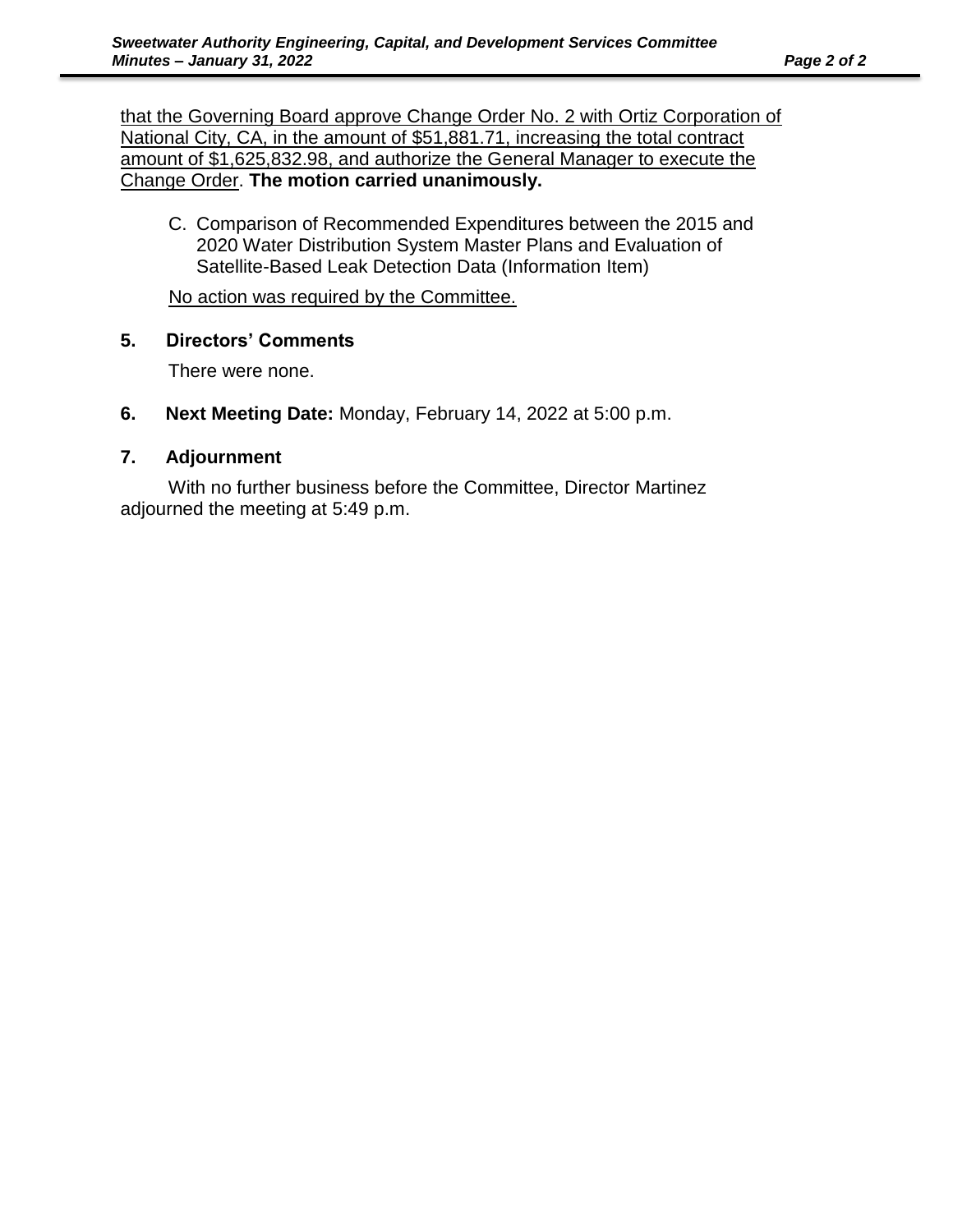that the Governing Board approve Change Order No. 2 with Ortiz Corporation of National City, CA, in the amount of $51,881.71, increasing the total contract amount of $1,625,832.98, and authorize the General Manager to execute the Change Order. **The motion carried unanimously.**

C. Comparison of Recommended Expenditures between the 2015 and 2020 Water Distribution System Master Plans and Evaluation of Satellite-Based Leak Detection Data (Information Item)

No action was required by the Committee.

**5. Directors' Comments**

There were none.

**6. Next Meeting Date:** Monday, February 14, 2022 at 5:00 p.m.

**7. Adjournment**

With no further business before the Committee, Director Martinez adjourned the meeting at 5:49 p.m.